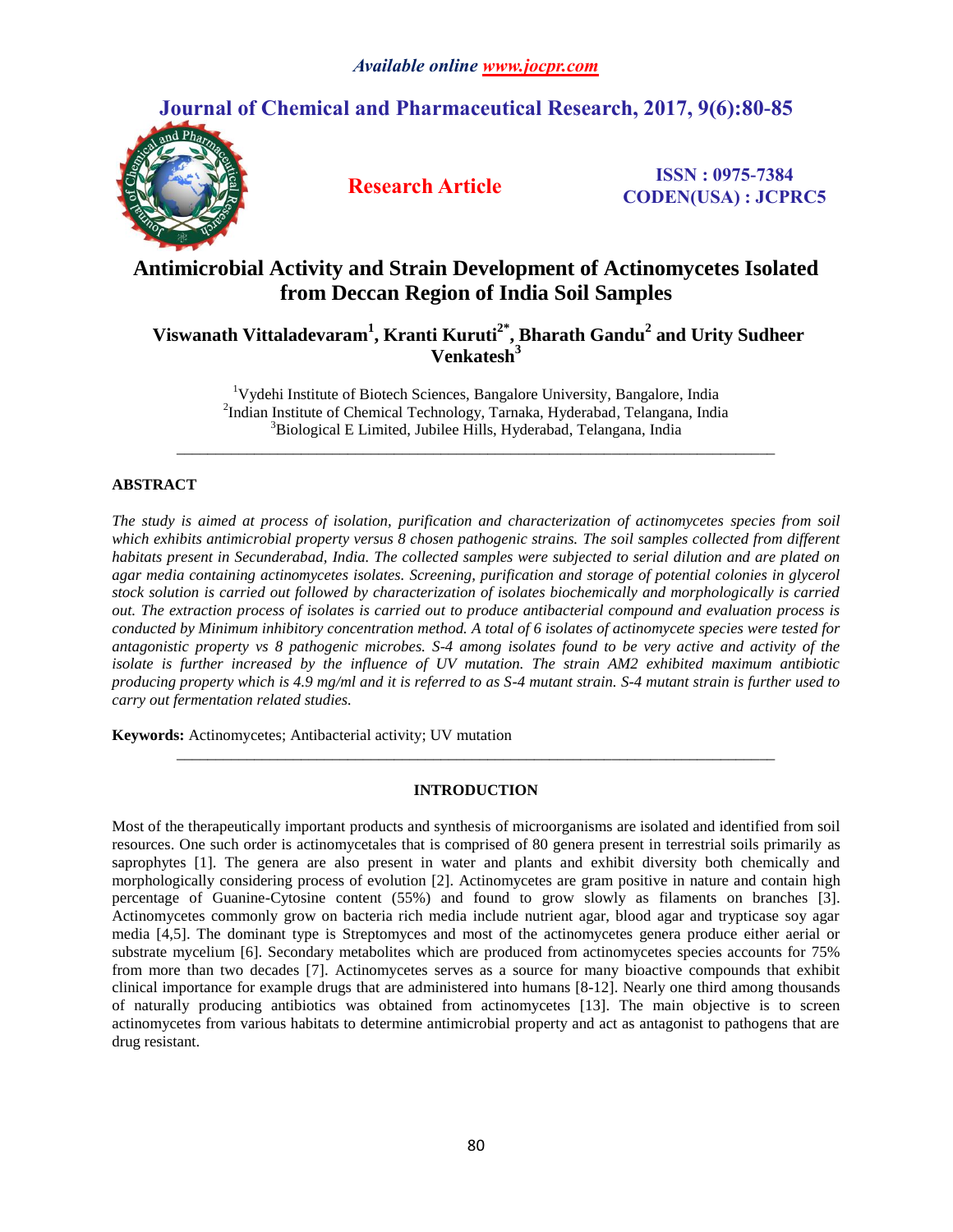# Antimicrobial Activity and Strain Development of Actinomycetes Isolated from Deccan Region of India Soil Samples

**Viswanath Vittaladevaram[1], Kranti Kuruti[2*], Bharath Gandu[2] and Urity Sudheer Venkatesh[3]**

[1]Vydehi Institute of Biotech Sciences, Bangalore University, Bangalore, India
[2]Indian Institute of Chemical Technology, Tarnaka, Hyderabad, Telangana, India
[3]Biological E Limited, Jubilee Hills, Hyderabad, Telangana, India

---

## ABSTRACT

*The study is aimed at process of isolation, purification and characterization of actinomycetes species from soil which exhibits antimicrobial property versus 8 chosen pathogenic strains. The soil samples collected from different habitats present in Secunderabad, India. The collected samples were subjected to serial dilution and are plated on agar media containing actinomycetes isolates. Screening, purification and storage of potential colonies in glycerol stock solution is carried out followed by characterization of isolates biochemically and morphologically is carried out. The extraction process of isolates is carried out to produce antibacterial compound and evaluation process is conducted by Minimum inhibitory concentration method. A total of 6 isolates of actinomycete species were tested for antagonistic property vs 8 pathogenic microbes. S-4 among isolates found to be very active and activity of the isolate is further increased by the influence of UV mutation. The strain AM2 exhibited maximum antibiotic producing property which is 4.9 mg/ml and it is referred to as S-4 mutant strain. S-4 mutant strain is further used to carry out fermentation related studies.*

**Keywords:** Actinomycetes; Antibacterial activity; UV mutation

---

## INTRODUCTION

Most of the therapeutically important products and synthesis of microorganisms are isolated and identified from soil resources. One such order is actinomycetales that is comprised of 80 genera present in terrestrial soils primarily as saprophytes [1]. The genera are also present in water and plants and exhibit diversity both chemically and morphologically considering process of evolution [2]. Actinomycetes are gram positive in nature and contain high percentage of Guanine-Cytosine content (55%) and found to grow slowly as filaments on branches [3]. Actinomycetes commonly grow on bacteria rich media include nutrient agar, blood agar and trypticase soy agar media [4,5]. The dominant type is Streptomyces and most of the actinomycetes genera produce either aerial or substrate mycelium [6]. Secondary metabolites which are produced from actinomycetes species accounts for 75% from more than two decades [7]. Actinomycetes serves as a source for many bioactive compounds that exhibit clinical importance for example drugs that are administered into humans [8-12]. Nearly one third among thousands of naturally producing antibiotics was obtained from actinomycetes [13]. The main objective is to screen actinomycetes from various habitats to determine antimicrobial property and act as antagonist to pathogens that are drug resistant.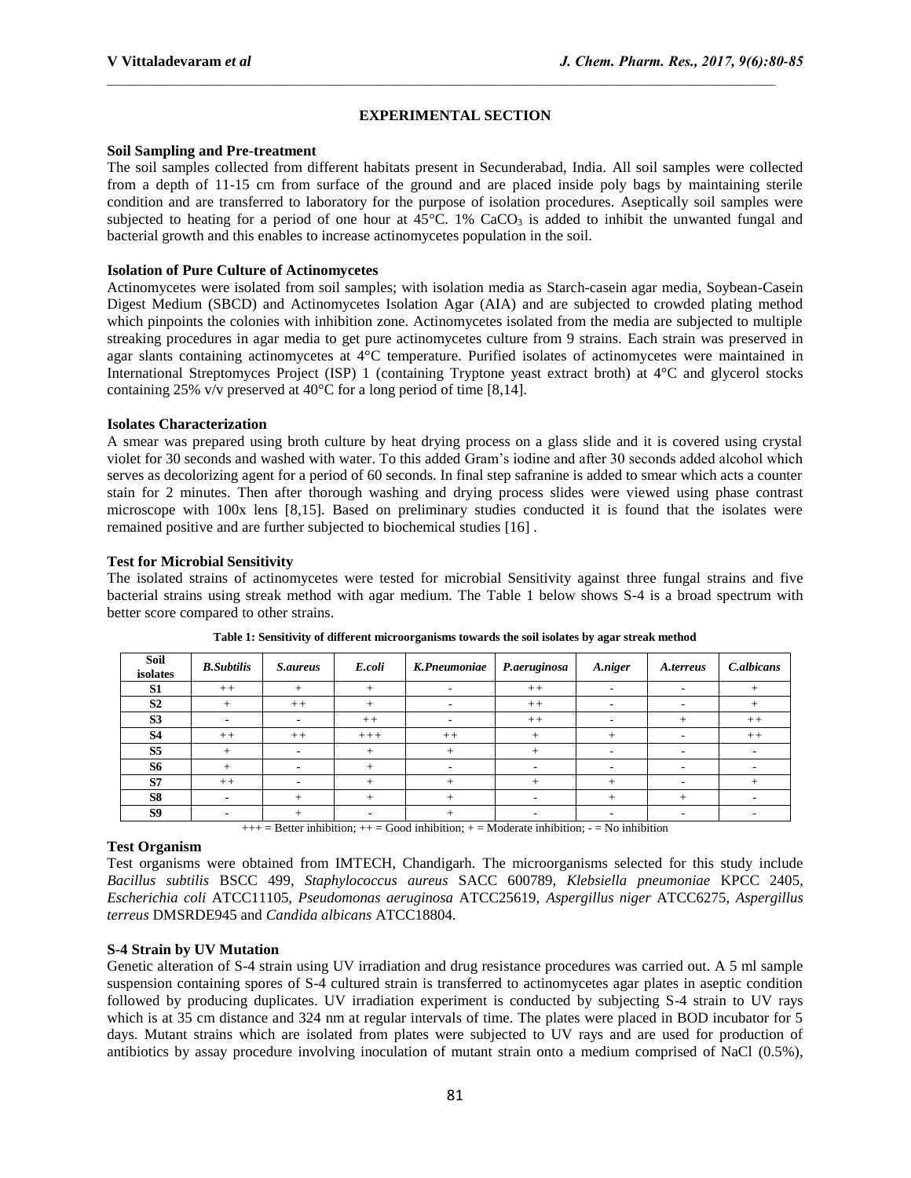## EXPERIMENTAL SECTION

### Soil Sampling and Pre-treatment

The soil samples collected from different habitats present in Secunderabad, India. All soil samples were collected from a depth of 11-15 cm from surface of the ground and are placed inside poly bags by maintaining sterile condition and are transferred to laboratory for the purpose of isolation procedures. Aseptically soil samples were subjected to heating for a period of one hour at 45°C. 1% $CaCO_3$ is added to inhibit the unwanted fungal and bacterial growth and this enables to increase actinomycetes population in the soil.

### Isolation of Pure Culture of Actinomycetes

Actinomycetes were isolated from soil samples; with isolation media as Starch-casein agar media, Soybean-Casein Digest Medium (SBCD) and Actinomycetes Isolation Agar (AIA) and are subjected to crowded plating method which pinpoints the colonies with inhibition zone. Actinomycetes isolated from the media are subjected to multiple streaking procedures in agar media to get pure actinomycetes culture from 9 strains. Each strain was preserved in agar slants containing actinomycetes at 4°C temperature. Purified isolates of actinomycetes were maintained in International Streptomyces Project (ISP) 1 (containing Tryptone yeast extract broth) at 4°C and glycerol stocks containing 25% v/v preserved at 40°C for a long period of time [8,14].

### Isolates Characterization

A smear was prepared using broth culture by heat drying process on a glass slide and it is covered using crystal violet for 30 seconds and washed with water. To this added Gram's iodine and after 30 seconds added alcohol which serves as decolorizing agent for a period of 60 seconds. In final step safranine is added to smear which acts a counter stain for 2 minutes. Then after thorough washing and drying process slides were viewed using phase contrast microscope with 100x lens [8,15]. Based on preliminary studies conducted it is found that the isolates were remained positive and are further subjected to biochemical studies [16] .

### Test for Microbial Sensitivity

The isolated strains of actinomycetes were tested for microbial Sensitivity against three fungal strains and five bacterial strains using streak method with agar medium. The Table 1 below shows S-4 is a broad spectrum with better score compared to other strains.

**Table 1: Sensitivity of different microorganisms towards the soil isolates by agar streak method**

| Soil isolates | *B.Subtilis* | *S.aureus* | *E.coli* | *K.Pneumoniae* | *P.aeruginosa* | *A.niger* | *A.terreus* | *C.albicans* |
|---|---|---|---|---|---|---|---|---|
| S1 | ++ | + | + | - | ++ | - | - | + |
| S2 | + | ++ | + | - | ++ | - | - | + |
| S3 | - | - | ++ | - | ++ | - | + | ++ |
| S4 | ++ | ++ | +++ | ++ | + | + | - | ++ |
| S5 | + | - | + | + | + | - | - | - |
| S6 | + | - | + | - | - | - | - | - |
| S7 | ++ | - | + | + | + | + | - | + |
| S8 | - | + | + | + | - | + | + | - |
| S9 | - | + | - | + | - | - | - | - |

+++ = Better inhibition; ++ = Good inhibition; + = Moderate inhibition; - = No inhibition

### Test Organism

Test organisms were obtained from IMTECH, Chandigarh. The microorganisms selected for this study include *Bacillus subtilis* BSCC 499, *Staphylococcus aureus* SACC 600789, *Klebsiella pneumoniae* KPCC 2405, *Escherichia coli* ATCC11105, *Pseudomonas aeruginosa* ATCC25619, *Aspergillus niger* ATCC6275, *Aspergillus terreus* DMSRDE945 and *Candida albicans* ATCC18804.

### S-4 Strain by UV Mutation

Genetic alteration of S-4 strain using UV irradiation and drug resistance procedures was carried out. A 5 ml sample suspension containing spores of S-4 cultured strain is transferred to actinomycetes agar plates in aseptic condition followed by producing duplicates. UV irradiation experiment is conducted by subjecting S-4 strain to UV rays which is at 35 cm distance and 324 nm at regular intervals of time. The plates were placed in BOD incubator for 5 days. Mutant strains which are isolated from plates were subjected to UV rays and are used for production of antibiotics by assay procedure involving inoculation of mutant strain onto a medium comprised of NaCl (0.5%),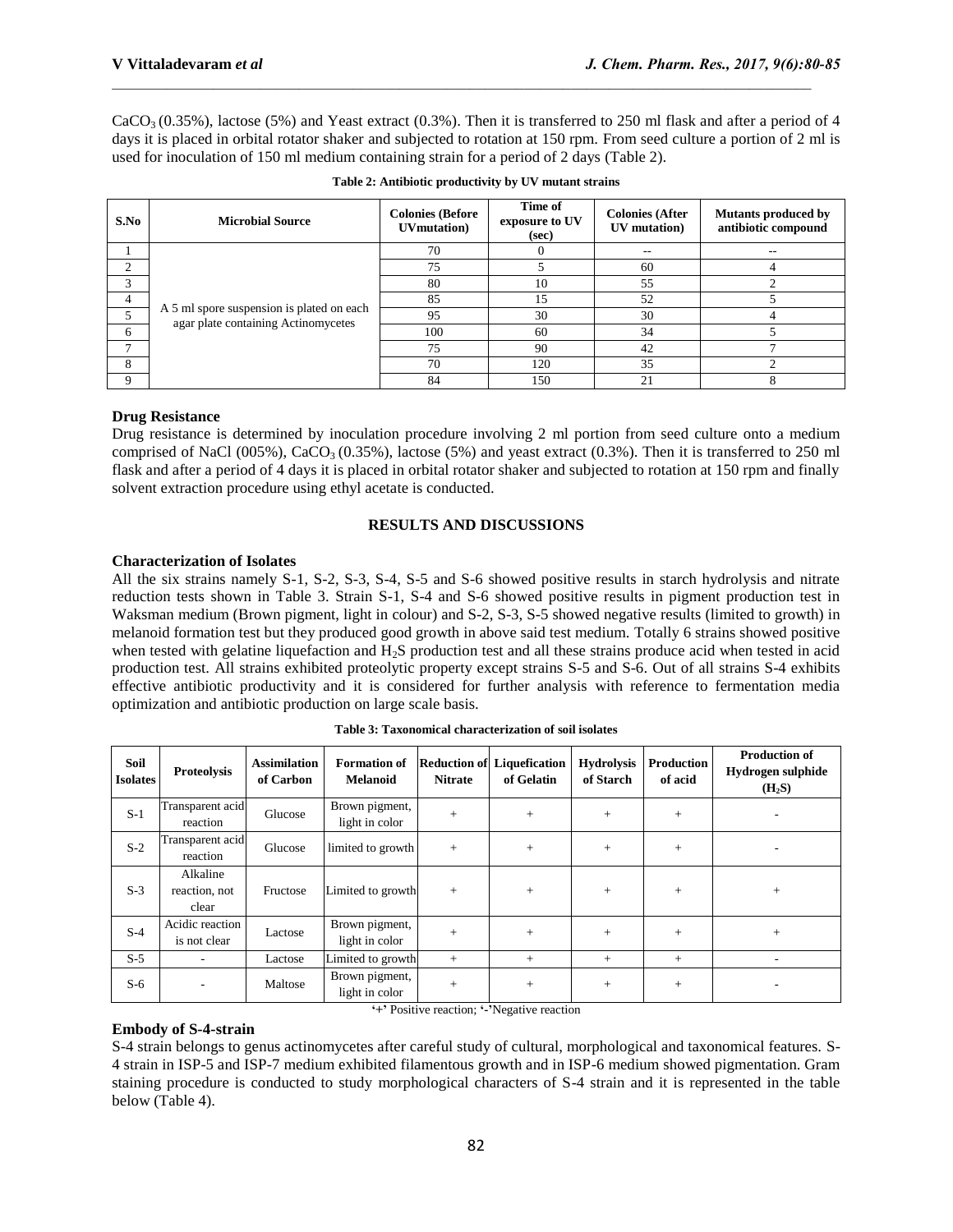$CaCO_3$ (0.35%), lactose (5%) and Yeast extract (0.3%). Then it is transferred to 250 ml flask and after a period of 4 days it is placed in orbital rotator shaker and subjected to rotation at 150 rpm. From seed culture a portion of 2 ml is used for inoculation of 150 ml medium containing strain for a period of 2 days (Table 2).

**Table 2: Antibiotic productivity by UV mutant strains**

| S.No | Microbial Source | Colonies (Before UVmutation) | Time of exposure to UV (sec) | Colonies (After UV mutation) | Mutants produced by antibiotic compound |
|---|---|---|---|---|---|
| 1 | A 5 ml spore suspension is plated on each agar plate containing Actinomycetes | 70 | 0 | -- | -- |
| 2 | | 75 | 5 | 60 | 4 |
| 3 | | 80 | 10 | 55 | 2 |
| 4 | | 85 | 15 | 52 | 5 |
| 5 | | 95 | 30 | 30 | 4 |
| 6 | | 100 | 60 | 34 | 5 |
| 7 | | 75 | 90 | 42 | 7 |
| 8 | | 70 | 120 | 35 | 2 |
| 9 | | 84 | 150 | 21 | 8 |

**Drug Resistance**

Drug resistance is determined by inoculation procedure involving 2 ml portion from seed culture onto a medium comprised of NaCl (005%), $CaCO_3$ (0.35%), lactose (5%) and yeast extract (0.3%). Then it is transferred to 250 ml flask and after a period of 4 days it is placed in orbital rotator shaker and subjected to rotation at 150 rpm and finally solvent extraction procedure using ethyl acetate is conducted.

## RESULTS AND DISCUSSIONS

**Characterization of Isolates**

All the six strains namely S-1, S-2, S-3, S-4, S-5 and S-6 showed positive results in starch hydrolysis and nitrate reduction tests shown in Table 3. Strain S-1, S-4 and S-6 showed positive results in pigment production test in Waksman medium (Brown pigment, light in colour) and S-2, S-3, S-5 showed negative results (limited to growth) in melanoid formation test but they produced good growth in above said test medium. Totally 6 strains showed positive when tested with gelatine liquefaction and $H_2S$ production test and all these strains produce acid when tested in acid production test. All strains exhibited proteolytic property except strains S-5 and S-6. Out of all strains S-4 exhibits effective antibiotic productivity and it is considered for further analysis with reference to fermentation media optimization and antibiotic production on large scale basis.

**Table 3: Taxonomical characterization of soil isolates**

| Soil Isolates | Proteolysis | Assimilation of Carbon | Formation of Melanoid | Reduction of Nitrate | Liquefication of Gelatin | Hydrolysis of Starch | Production of acid | Production of Hydrogen sulphide ($H_2S$) |
|---|---|---|---|---|---|---|---|---|
| S-1 | Transparent acid reaction | Glucose | Brown pigment, light in color | + | + | + | + | - |
| S-2 | Transparent acid reaction | Glucose | limited to growth | + | + | + | + | - |
| S-3 | Alkaline reaction, not clear | Fructose | Limited to growth | + | + | + | + | + |
| S-4 | Acidic reaction is not clear | Lactose | Brown pigment, light in color | + | + | + | + | + |
| S-5 | - | Lactose | Limited to growth | + | + | + | + | - |
| S-6 | - | Maltose | Brown pigment, light in color | + | + | + | + | - |

'+' Positive reaction; '-'Negative reaction

**Embody of S-4-strain**

S-4 strain belongs to genus actinomycetes after careful study of cultural, morphological and taxonomical features. S-4 strain in ISP-5 and ISP-7 medium exhibited filamentous growth and in ISP-6 medium showed pigmentation. Gram staining procedure is conducted to study morphological characters of S-4 strain and it is represented in the table below (Table 4).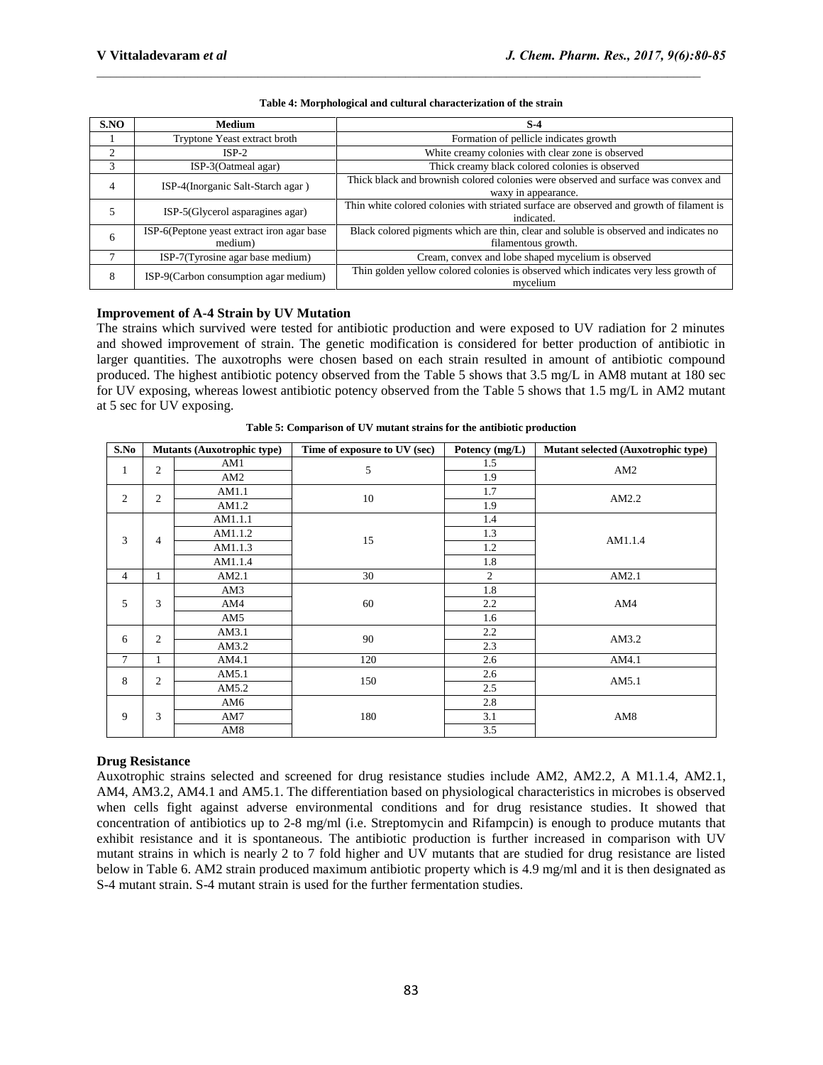**Table 4: Morphological and cultural characterization of the strain**

| S.NO | Medium | S-4 |
|---|---|---|
| 1 | Tryptone Yeast extract broth | Formation of pellicle indicates growth |
| 2 | ISP-2 | White creamy colonies with clear zone is observed |
| 3 | ISP-3(Oatmeal agar) | Thick creamy black colored colonies is observed |
| 4 | ISP-4(Inorganic Salt-Starch agar ) | Thick black and brownish colored colonies were observed and surface was convex and waxy in appearance. |
| 5 | ISP-5(Glycerol asparagines agar) | Thin white colored colonies with striated surface are observed and growth of filament is indicated. |
| 6 | ISP-6(Peptone yeast extract iron agar base medium) | Black colored pigments which are thin, clear and soluble is observed and indicates no filamentous growth. |
| 7 | ISP-7(Tyrosine agar base medium) | Cream, convex and lobe shaped mycelium is observed |
| 8 | ISP-9(Carbon consumption agar medium) | Thin golden yellow colored colonies is observed which indicates very less growth of mycelium |

### Improvement of A-4 Strain by UV Mutation

The strains which survived were tested for antibiotic production and were exposed to UV radiation for 2 minutes and showed improvement of strain. The genetic modification is considered for better production of antibiotic in larger quantities. The auxotrophs were chosen based on each strain resulted in amount of antibiotic compound produced. The highest antibiotic potency observed from the Table 5 shows that 3.5 mg/L in AM8 mutant at 180 sec for UV exposing, whereas lowest antibiotic potency observed from the Table 5 shows that 1.5 mg/L in AM2 mutant at 5 sec for UV exposing.

**Table 5: Comparison of UV mutant strains for the antibiotic production**

| S.No | Mutants (Auxotrophic type) | | Time of exposure to UV (sec) | Potency (mg/L) | Mutant selected (Auxotrophic type) |
|---|---|---|---|---|---|
| 1 | 2 | AM1 | 5 | 1.5 | AM2 |
| | | AM2 | | 1.9 | |
| 2 | 2 | AM1.1 | 10 | 1.7 | AM2.2 |
| | | AM1.2 | | 1.9 | |
| 3 | 4 | AM1.1.1 | 15 | 1.4 | AM1.1.4 |
| | | AM1.1.2 | | 1.3 | |
| | | AM1.1.3 | | 1.2 | |
| | | AM1.1.4 | | 1.8 | |
| 4 | 1 | AM2.1 | 30 | 2 | AM2.1 |
| 5 | 3 | AM3 | 60 | 1.8 | AM4 |
| | | AM4 | | 2.2 | |
| | | AM5 | | 1.6 | |
| 6 | 2 | AM3.1 | 90 | 2.2 | AM3.2 |
| | | AM3.2 | | 2.3 | |
| 7 | 1 | AM4.1 | 120 | 2.6 | AM4.1 |
| 8 | 2 | AM5.1 | 150 | 2.6 | AM5.1 |
| | | AM5.2 | | 2.5 | |
| 9 | 3 | AM6 | 180 | 2.8 | AM8 |
| | | AM7 | | 3.1 | |
| | | AM8 | | 3.5 | |

### Drug Resistance

Auxotrophic strains selected and screened for drug resistance studies include AM2, AM2.2, A M1.1.4, AM2.1, AM4, AM3.2, AM4.1 and AM5.1. The differentiation based on physiological characteristics in microbes is observed when cells fight against adverse environmental conditions and for drug resistance studies. It showed that concentration of antibiotics up to 2-8 mg/ml (i.e. Streptomycin and Rifampcin) is enough to produce mutants that exhibit resistance and it is spontaneous. The antibiotic production is further increased in comparison with UV mutant strains in which is nearly 2 to 7 fold higher and UV mutants that are studied for drug resistance are listed below in Table 6. AM2 strain produced maximum antibiotic property which is 4.9 mg/ml and it is then designated as S-4 mutant strain. S-4 mutant strain is used for the further fermentation studies.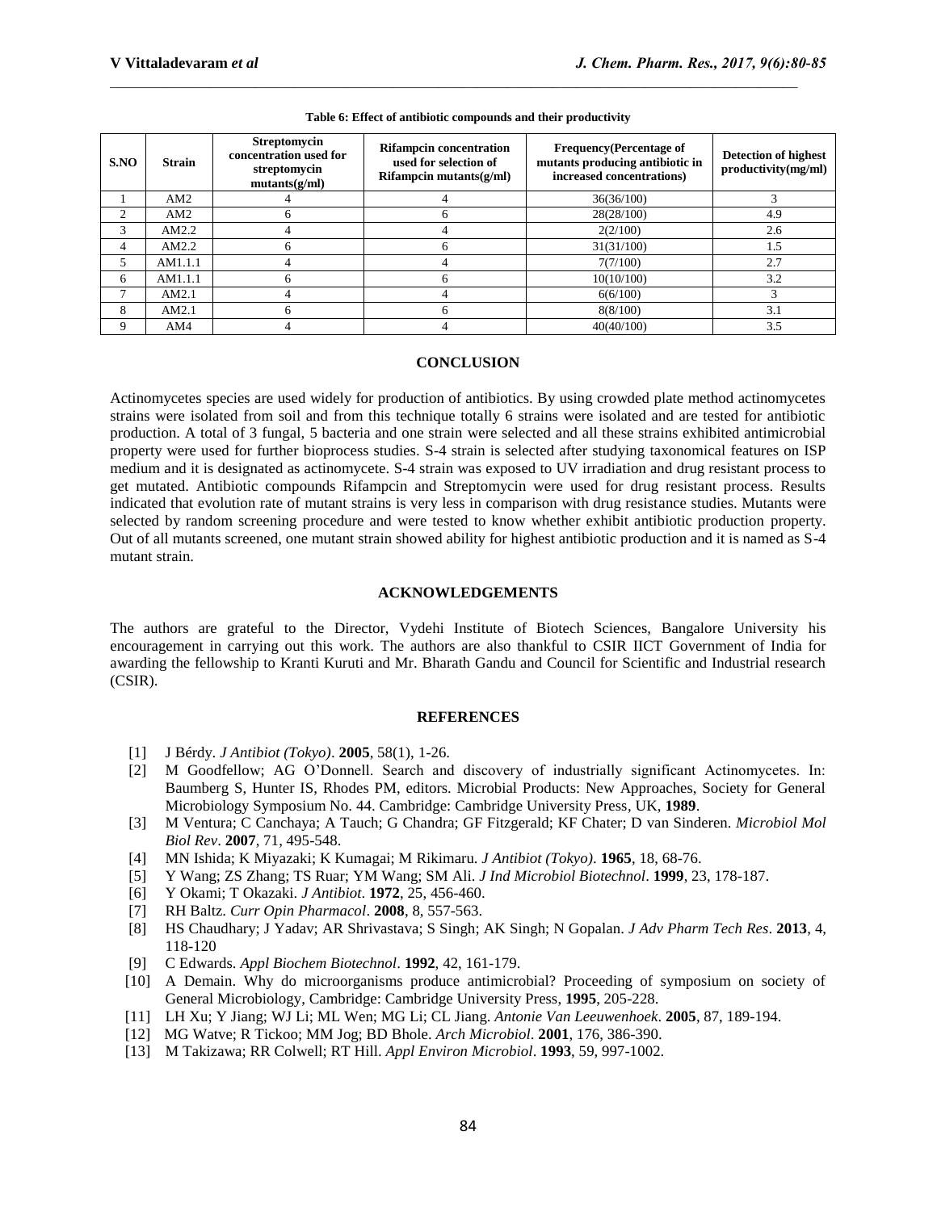**Table 6: Effect of antibiotic compounds and their productivity**

| S.NO | Strain | Streptomycin concentration used for streptomycin mutants(g/ml) | Rifampcin concentration used for selection of Rifampcin mutants(g/ml) | Frequency(Percentage of mutants producing antibiotic in increased concentrations) | Detection of highest productivity(mg/ml) |
|---|---|---|---|---|---|
| 1 | AM2 | 4 | 4 | 36(36/100) | 3 |
| 2 | AM2 | 6 | 6 | 28(28/100) | 4.9 |
| 3 | AM2.2 | 4 | 4 | 2(2/100) | 2.6 |
| 4 | AM2.2 | 6 | 6 | 31(31/100) | 1.5 |
| 5 | AM1.1.1 | 4 | 4 | 7(7/100) | 2.7 |
| 6 | AM1.1.1 | 6 | 6 | 10(10/100) | 3.2 |
| 7 | AM2.1 | 4 | 4 | 6(6/100) | 3 |
| 8 | AM2.1 | 6 | 6 | 8(8/100) | 3.1 |
| 9 | AM4 | 4 | 4 | 40(40/100) | 3.5 |

## CONCLUSION

Actinomycetes species are used widely for production of antibiotics. By using crowded plate method actinomycetes strains were isolated from soil and from this technique totally 6 strains were isolated and are tested for antibiotic production. A total of 3 fungal, 5 bacteria and one strain were selected and all these strains exhibited antimicrobial property were used for further bioprocess studies. S-4 strain is selected after studying taxonomical features on ISP medium and it is designated as actinomycete. S-4 strain was exposed to UV irradiation and drug resistant process to get mutated. Antibiotic compounds Rifampcin and Streptomycin were used for drug resistant process. Results indicated that evolution rate of mutant strains is very less in comparison with drug resistance studies. Mutants were selected by random screening procedure and were tested to know whether exhibit antibiotic production property. Out of all mutants screened, one mutant strain showed ability for highest antibiotic production and it is named as S-4 mutant strain.

## ACKNOWLEDGEMENTS

The authors are grateful to the Director, Vydehi Institute of Biotech Sciences, Bangalore University his encouragement in carrying out this work. The authors are also thankful to CSIR IICT Government of India for awarding the fellowship to Kranti Kuruti and Mr. Bharath Gandu and Council for Scientific and Industrial research (CSIR).

## REFERENCES

[1] J Bérdy. *J Antibiot (Tokyo)*. **2005**, 58(1), 1-26.

[2] M Goodfellow; AG O'Donnell. Search and discovery of industrially significant Actinomycetes. In: Baumberg S, Hunter IS, Rhodes PM, editors. Microbial Products: New Approaches, Society for General Microbiology Symposium No. 44. Cambridge: Cambridge University Press, UK, **1989**.

[3] M Ventura; C Canchaya; A Tauch; G Chandra; GF Fitzgerald; KF Chater; D van Sinderen. *Microbiol Mol Biol Rev*. **2007**, 71, 495-548.

[4] MN Ishida; K Miyazaki; K Kumagai; M Rikimaru. *J Antibiot (Tokyo)*. **1965**, 18, 68-76.

[5] Y Wang; ZS Zhang; TS Ruar; YM Wang; SM Ali. *J Ind Microbiol Biotechnol*. **1999**, 23, 178-187.

[6] Y Okami; T Okazaki. *J Antibiot*. **1972**, 25, 456-460.

[7] RH Baltz. *Curr Opin Pharmacol*. **2008**, 8, 557-563.

[8] HS Chaudhary; J Yadav; AR Shrivastava; S Singh; AK Singh; N Gopalan. *J Adv Pharm Tech Res*. **2013**, 4, 118-120

[9] C Edwards. *Appl Biochem Biotechnol*. **1992**, 42, 161-179.

[10] A Demain. Why do microorganisms produce antimicrobial? Proceeding of symposium on society of General Microbiology, Cambridge: Cambridge University Press, **1995**, 205-228.

[11] LH Xu; Y Jiang; WJ Li; ML Wen; MG Li; CL Jiang. *Antonie Van Leeuwenhoek*. **2005**, 87, 189-194.

[12] MG Watve; R Tickoo; MM Jog; BD Bhole. *Arch Microbiol*. **2001**, 176, 386-390.

[13] M Takizawa; RR Colwell; RT Hill. *Appl Environ Microbiol*. **1993**, 59, 997-1002.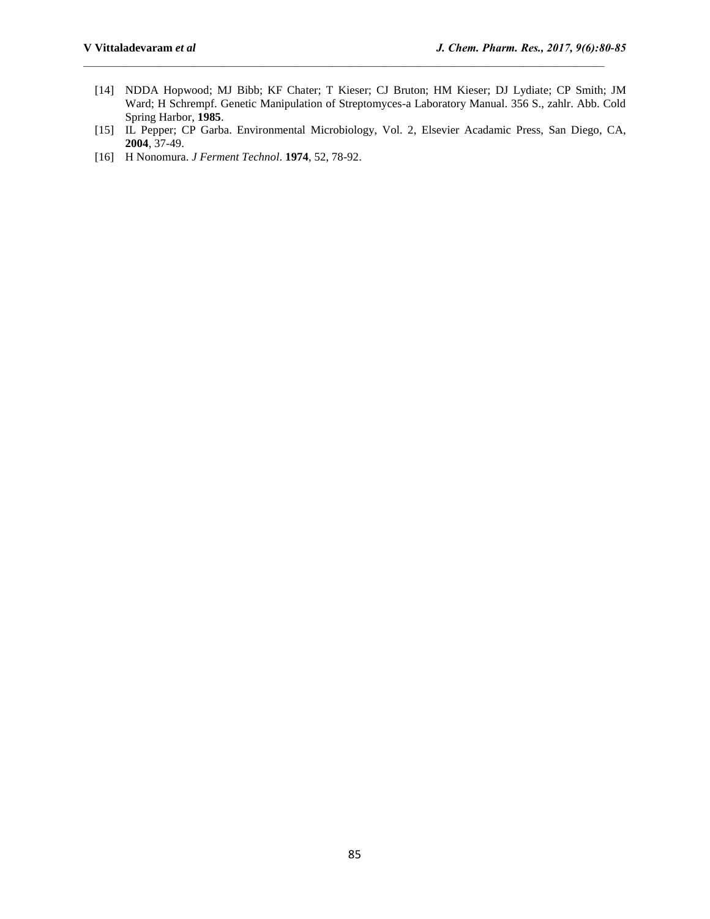[14] NDDA Hopwood; MJ Bibb; KF Chater; T Kieser; CJ Bruton; HM Kieser; DJ Lydiate; CP Smith; JM Ward; H Schrempf. Genetic Manipulation of Streptomyces-a Laboratory Manual. 356 S., zahlr. Abb. Cold Spring Harbor, **1985**.

[15] IL Pepper; CP Garba. Environmental Microbiology, Vol. 2, Elsevier Acadamic Press, San Diego, CA, **2004**, 37-49.

[16] H Nonomura. *J Ferment Technol*. **1974**, 52, 78-92.